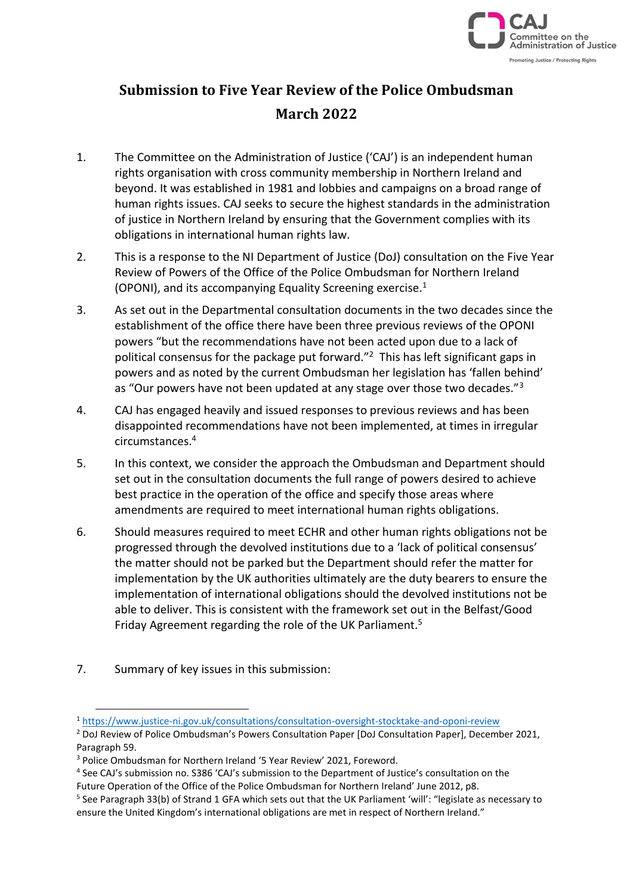# Submission to Five Year Review of the Police Ombudsman March 2022

1. The Committee on the Administration of Justice ('CAJ') is an independent human rights organisation with cross community membership in Northern Ireland and beyond. It was established in 1981 and lobbies and campaigns on a broad range of human rights issues. CAJ seeks to secure the highest standards in the administration of justice in Northern Ireland by ensuring that the Government complies with its obligations in international human rights law.

2. This is a response to the NI Department of Justice (DoJ) consultation on the Five Year Review of Powers of the Office of the Police Ombudsman for Northern Ireland (OPONI), and its accompanying Equality Screening exercise.[1]

3. As set out in the Departmental consultation documents in the two decades since the establishment of the office there have been three previous reviews of the OPONI powers "but the recommendations have not been acted upon due to a lack of political consensus for the package put forward."[2] This has left significant gaps in powers and as noted by the current Ombudsman her legislation has 'fallen behind' as "Our powers have not been updated at any stage over those two decades."[3]

4. CAJ has engaged heavily and issued responses to previous reviews and has been disappointed recommendations have not been implemented, at times in irregular circumstances.[4]

5. In this context, we consider the approach the Ombudsman and Department should set out in the consultation documents the full range of powers desired to achieve best practice in the operation of the office and specify those areas where amendments are required to meet international human rights obligations.

6. Should measures required to meet ECHR and other human rights obligations not be progressed through the devolved institutions due to a 'lack of political consensus' the matter should not be parked but the Department should refer the matter for implementation by the UK authorities ultimately are the duty bearers to ensure the implementation of international obligations should the devolved institutions not be able to deliver. This is consistent with the framework set out in the Belfast/Good Friday Agreement regarding the role of the UK Parliament.[5]

7. Summary of key issues in this submission:

---

[1] https://www.justice-ni.gov.uk/consultations/consultation-oversight-stocktake-and-oponi-review

[2] DoJ Review of Police Ombudsman's Powers Consultation Paper [DoJ Consultation Paper], December 2021, Paragraph 59.

[3] Police Ombudsman for Northern Ireland '5 Year Review' 2021, Foreword.

[4] See CAJ's submission no. S386 'CAJ's submission to the Department of Justice's consultation on the Future Operation of the Office of the Police Ombudsman for Northern Ireland' June 2012, p8.

[5] See Paragraph 33(b) of Strand 1 GFA which sets out that the UK Parliament 'will': "legislate as necessary to ensure the United Kingdom's international obligations are met in respect of Northern Ireland."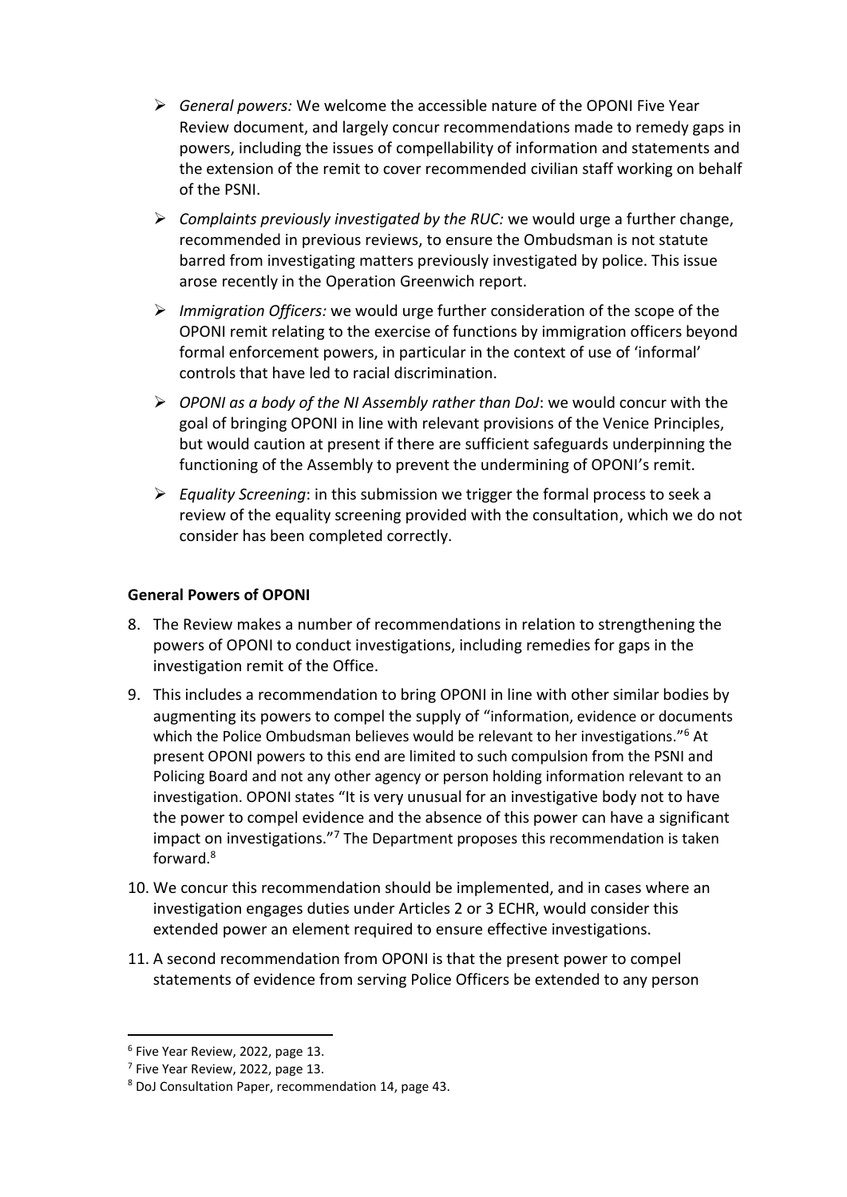- *General powers:* We welcome the accessible nature of the OPONI Five Year Review document, and largely concur recommendations made to remedy gaps in powers, including the issues of compellability of information and statements and the extension of the remit to cover recommended civilian staff working on behalf of the PSNI.
- *Complaints previously investigated by the RUC:* we would urge a further change, recommended in previous reviews, to ensure the Ombudsman is not statute barred from investigating matters previously investigated by police. This issue arose recently in the Operation Greenwich report.
- *Immigration Officers:* we would urge further consideration of the scope of the OPONI remit relating to the exercise of functions by immigration officers beyond formal enforcement powers, in particular in the context of use of 'informal' controls that have led to racial discrimination.
- *OPONI as a body of the NI Assembly rather than DoJ*: we would concur with the goal of bringing OPONI in line with relevant provisions of the Venice Principles, but would caution at present if there are sufficient safeguards underpinning the functioning of the Assembly to prevent the undermining of OPONI's remit.
- *Equality Screening*: in this submission we trigger the formal process to seek a review of the equality screening provided with the consultation, which we do not consider has been completed correctly.

**General Powers of OPONI**

8. The Review makes a number of recommendations in relation to strengthening the powers of OPONI to conduct investigations, including remedies for gaps in the investigation remit of the Office.

9. This includes a recommendation to bring OPONI in line with other similar bodies by augmenting its powers to compel the supply of "information, evidence or documents which the Police Ombudsman believes would be relevant to her investigations."[6] At present OPONI powers to this end are limited to such compulsion from the PSNI and Policing Board and not any other agency or person holding information relevant to an investigation. OPONI states "It is very unusual for an investigative body not to have the power to compel evidence and the absence of this power can have a significant impact on investigations."[7] The Department proposes this recommendation is taken forward.[8]

10. We concur this recommendation should be implemented, and in cases where an investigation engages duties under Articles 2 or 3 ECHR, would consider this extended power an element required to ensure effective investigations.

11. A second recommendation from OPONI is that the present power to compel statements of evidence from serving Police Officers be extended to any person

---

[6] Five Year Review, 2022, page 13.

[7] Five Year Review, 2022, page 13.

[8] DoJ Consultation Paper, recommendation 14, page 43.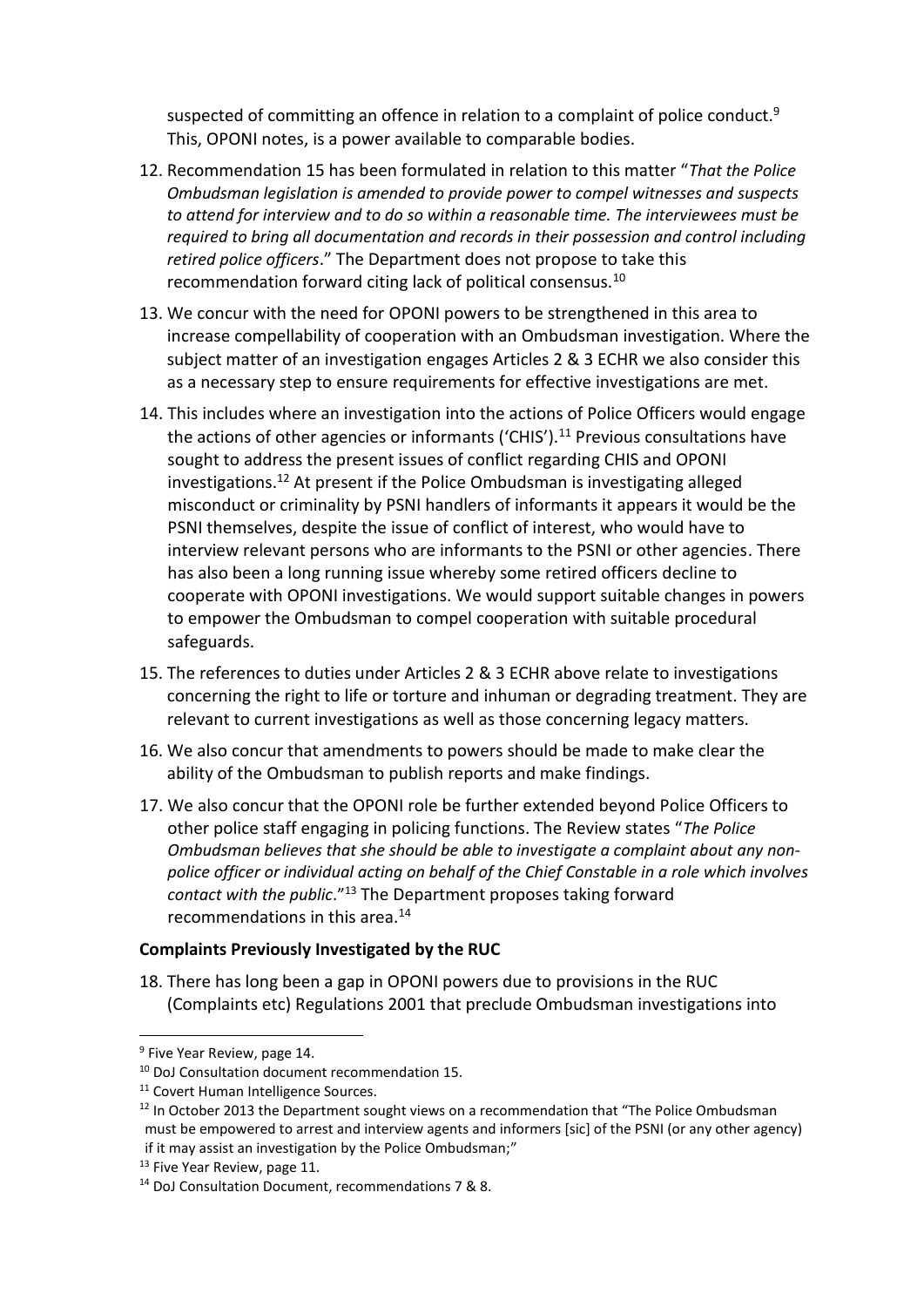suspected of committing an offence in relation to a complaint of police conduct.[9] This, OPONI notes, is a power available to comparable bodies.

12. Recommendation 15 has been formulated in relation to this matter "*That the Police Ombudsman legislation is amended to provide power to compel witnesses and suspects to attend for interview and to do so within a reasonable time. The interviewees must be required to bring all documentation and records in their possession and control including retired police officers*." The Department does not propose to take this recommendation forward citing lack of political consensus.[10]

13. We concur with the need for OPONI powers to be strengthened in this area to increase compellability of cooperation with an Ombudsman investigation. Where the subject matter of an investigation engages Articles 2 & 3 ECHR we also consider this as a necessary step to ensure requirements for effective investigations are met.

14. This includes where an investigation into the actions of Police Officers would engage the actions of other agencies or informants ('CHIS').[11] Previous consultations have sought to address the present issues of conflict regarding CHIS and OPONI investigations.[12] At present if the Police Ombudsman is investigating alleged misconduct or criminality by PSNI handlers of informants it appears it would be the PSNI themselves, despite the issue of conflict of interest, who would have to interview relevant persons who are informants to the PSNI or other agencies. There has also been a long running issue whereby some retired officers decline to cooperate with OPONI investigations. We would support suitable changes in powers to empower the Ombudsman to compel cooperation with suitable procedural safeguards.

15. The references to duties under Articles 2 & 3 ECHR above relate to investigations concerning the right to life or torture and inhuman or degrading treatment. They are relevant to current investigations as well as those concerning legacy matters.

16. We also concur that amendments to powers should be made to make clear the ability of the Ombudsman to publish reports and make findings.

17. We also concur that the OPONI role be further extended beyond Police Officers to other police staff engaging in policing functions. The Review states "*The Police Ombudsman believes that she should be able to investigate a complaint about any non-police officer or individual acting on behalf of the Chief Constable in a role which involves contact with the public*."[13] The Department proposes taking forward recommendations in this area.[14]

**Complaints Previously Investigated by the RUC**

18. There has long been a gap in OPONI powers due to provisions in the RUC (Complaints etc) Regulations 2001 that preclude Ombudsman investigations into

---

[9] Five Year Review, page 14.

[10] DoJ Consultation document recommendation 15.

[11] Covert Human Intelligence Sources.

[12] In October 2013 the Department sought views on a recommendation that "The Police Ombudsman must be empowered to arrest and interview agents and informers [sic] of the PSNI (or any other agency) if it may assist an investigation by the Police Ombudsman;"

[13] Five Year Review, page 11.

[14] DoJ Consultation Document, recommendations 7 & 8.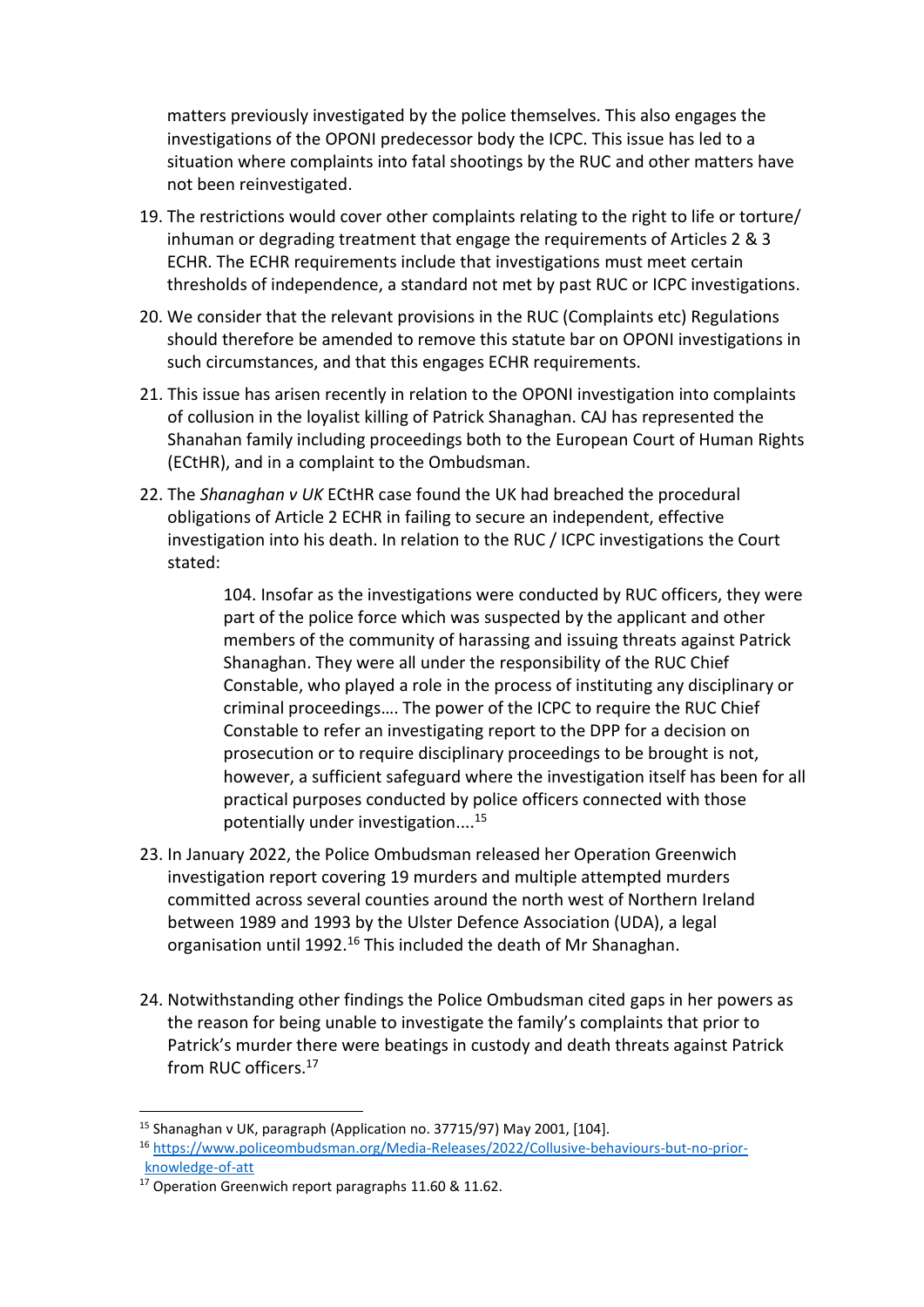matters previously investigated by the police themselves. This also engages the investigations of the OPONI predecessor body the ICPC. This issue has led to a situation where complaints into fatal shootings by the RUC and other matters have not been reinvestigated.

19. The restrictions would cover other complaints relating to the right to life or torture/ inhuman or degrading treatment that engage the requirements of Articles 2 & 3 ECHR. The ECHR requirements include that investigations must meet certain thresholds of independence, a standard not met by past RUC or ICPC investigations.

20. We consider that the relevant provisions in the RUC (Complaints etc) Regulations should therefore be amended to remove this statute bar on OPONI investigations in such circumstances, and that this engages ECHR requirements.

21. This issue has arisen recently in relation to the OPONI investigation into complaints of collusion in the loyalist killing of Patrick Shanaghan. CAJ has represented the Shanahan family including proceedings both to the European Court of Human Rights (ECtHR), and in a complaint to the Ombudsman.

22. The *Shanaghan v UK* ECtHR case found the UK had breached the procedural obligations of Article 2 ECHR in failing to secure an independent, effective investigation into his death. In relation to the RUC / ICPC investigations the Court stated:

> 104. Insofar as the investigations were conducted by RUC officers, they were part of the police force which was suspected by the applicant and other members of the community of harassing and issuing threats against Patrick Shanaghan. They were all under the responsibility of the RUC Chief Constable, who played a role in the process of instituting any disciplinary or criminal proceedings…. The power of the ICPC to require the RUC Chief Constable to refer an investigating report to the DPP for a decision on prosecution or to require disciplinary proceedings to be brought is not, however, a sufficient safeguard where the investigation itself has been for all practical purposes conducted by police officers connected with those potentially under investigation....[15]

23. In January 2022, the Police Ombudsman released her Operation Greenwich investigation report covering 19 murders and multiple attempted murders committed across several counties around the north west of Northern Ireland between 1989 and 1993 by the Ulster Defence Association (UDA), a legal organisation until 1992.[16] This included the death of Mr Shanaghan.

24. Notwithstanding other findings the Police Ombudsman cited gaps in her powers as the reason for being unable to investigate the family's complaints that prior to Patrick's murder there were beatings in custody and death threats against Patrick from RUC officers.[17]

---

[15] Shanaghan v UK, paragraph (Application no. 37715/97) May 2001, [104].

[16] https://www.policeombudsman.org/Media-Releases/2022/Collusive-behaviours-but-no-prior-knowledge-of-att

[17] Operation Greenwich report paragraphs 11.60 & 11.62.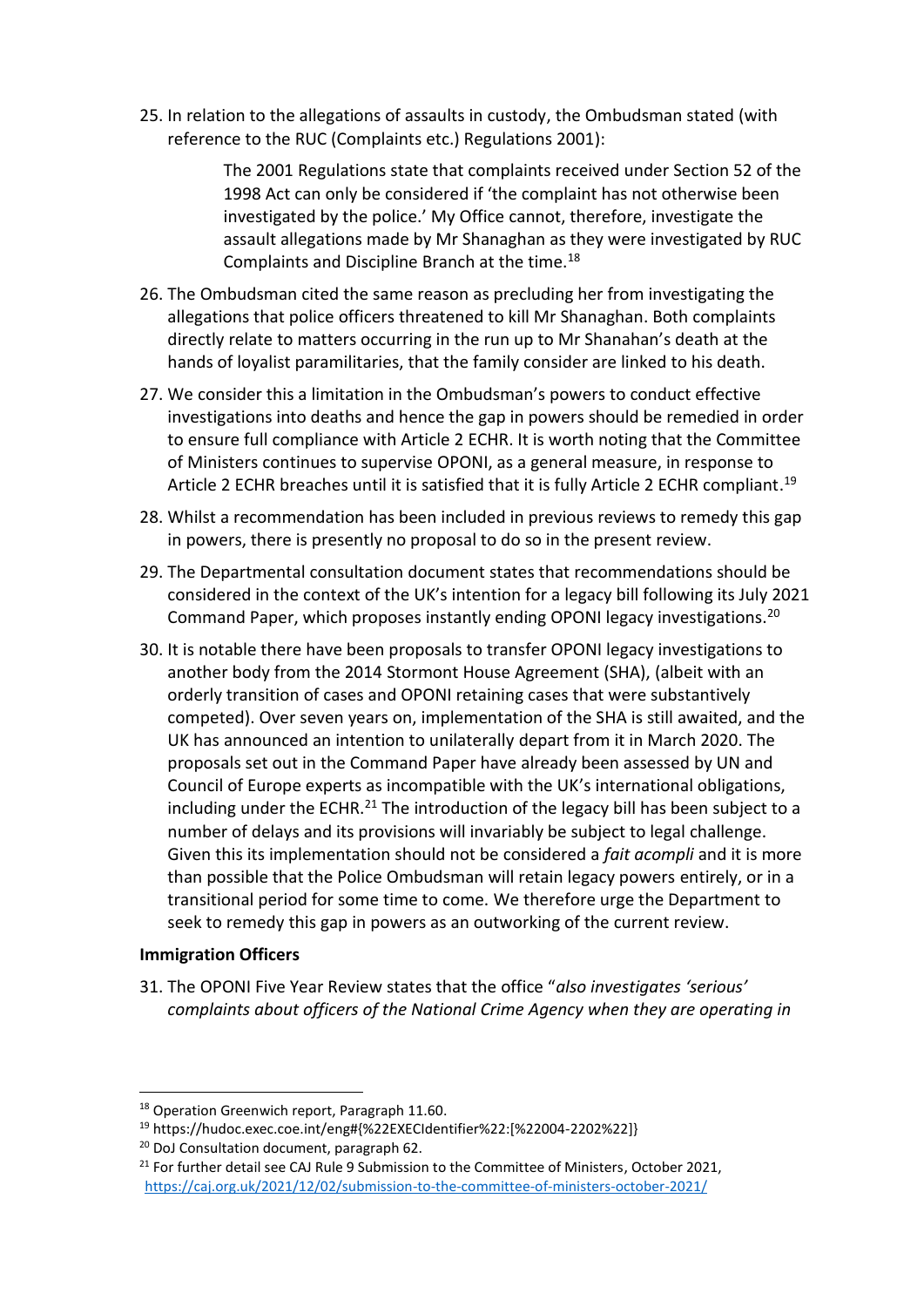25. In relation to the allegations of assaults in custody, the Ombudsman stated (with reference to the RUC (Complaints etc.) Regulations 2001):

> The 2001 Regulations state that complaints received under Section 52 of the 1998 Act can only be considered if 'the complaint has not otherwise been investigated by the police.' My Office cannot, therefore, investigate the assault allegations made by Mr Shanaghan as they were investigated by RUC Complaints and Discipline Branch at the time.[18]

26. The Ombudsman cited the same reason as precluding her from investigating the allegations that police officers threatened to kill Mr Shanaghan. Both complaints directly relate to matters occurring in the run up to Mr Shanahan's death at the hands of loyalist paramilitaries, that the family consider are linked to his death.

27. We consider this a limitation in the Ombudsman's powers to conduct effective investigations into deaths and hence the gap in powers should be remedied in order to ensure full compliance with Article 2 ECHR. It is worth noting that the Committee of Ministers continues to supervise OPONI, as a general measure, in response to Article 2 ECHR breaches until it is satisfied that it is fully Article 2 ECHR compliant.[19]

28. Whilst a recommendation has been included in previous reviews to remedy this gap in powers, there is presently no proposal to do so in the present review.

29. The Departmental consultation document states that recommendations should be considered in the context of the UK's intention for a legacy bill following its July 2021 Command Paper, which proposes instantly ending OPONI legacy investigations.[20]

30. It is notable there have been proposals to transfer OPONI legacy investigations to another body from the 2014 Stormont House Agreement (SHA), (albeit with an orderly transition of cases and OPONI retaining cases that were substantively competed). Over seven years on, implementation of the SHA is still awaited, and the UK has announced an intention to unilaterally depart from it in March 2020. The proposals set out in the Command Paper have already been assessed by UN and Council of Europe experts as incompatible with the UK's international obligations, including under the ECHR.[21] The introduction of the legacy bill has been subject to a number of delays and its provisions will invariably be subject to legal challenge. Given this its implementation should not be considered a *fait acompli* and it is more than possible that the Police Ombudsman will retain legacy powers entirely, or in a transitional period for some time to come. We therefore urge the Department to seek to remedy this gap in powers as an outworking of the current review.

**Immigration Officers**

31. The OPONI Five Year Review states that the office "*also investigates 'serious' complaints about officers of the National Crime Agency when they are operating in*

---

[18] Operation Greenwich report, Paragraph 11.60.

[19] https://hudoc.exec.coe.int/eng#{%22EXECIdentifier%22:[%22004-2202%22]}

[20] DoJ Consultation document, paragraph 62.

[21] For further detail see CAJ Rule 9 Submission to the Committee of Ministers, October 2021, https://caj.org.uk/2021/12/02/submission-to-the-committee-of-ministers-october-2021/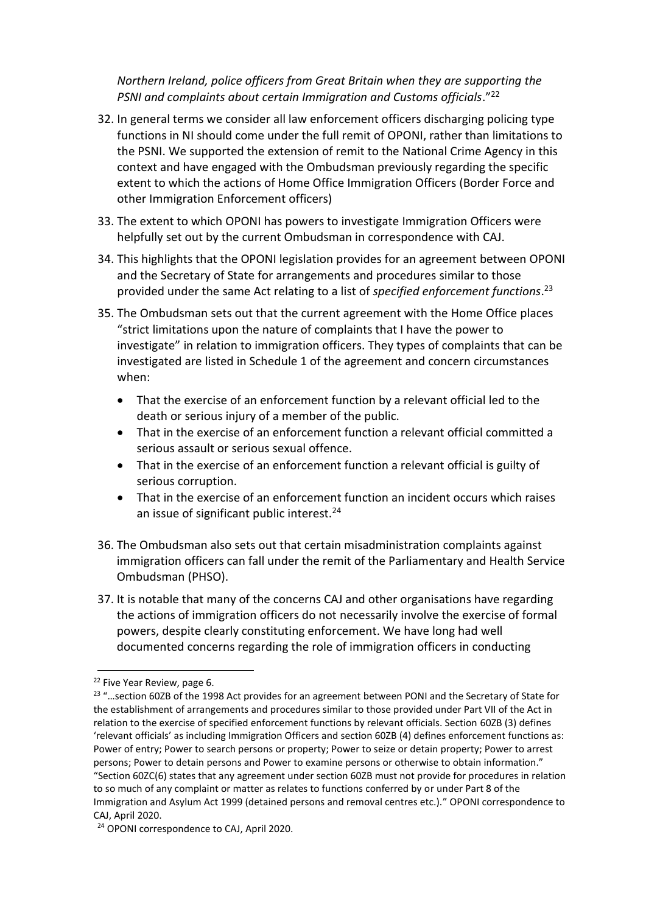*Northern Ireland, police officers from Great Britain when they are supporting the PSNI and complaints about certain Immigration and Customs officials*."[22]

32. In general terms we consider all law enforcement officers discharging policing type functions in NI should come under the full remit of OPONI, rather than limitations to the PSNI. We supported the extension of remit to the National Crime Agency in this context and have engaged with the Ombudsman previously regarding the specific extent to which the actions of Home Office Immigration Officers (Border Force and other Immigration Enforcement officers)

33. The extent to which OPONI has powers to investigate Immigration Officers were helpfully set out by the current Ombudsman in correspondence with CAJ.

34. This highlights that the OPONI legislation provides for an agreement between OPONI and the Secretary of State for arrangements and procedures similar to those provided under the same Act relating to a list of *specified enforcement functions*.[23]

35. The Ombudsman sets out that the current agreement with the Home Office places "strict limitations upon the nature of complaints that I have the power to investigate" in relation to immigration officers. They types of complaints that can be investigated are listed in Schedule 1 of the agreement and concern circumstances when:
    - That the exercise of an enforcement function by a relevant official led to the death or serious injury of a member of the public.
    - That in the exercise of an enforcement function a relevant official committed a serious assault or serious sexual offence.
    - That in the exercise of an enforcement function a relevant official is guilty of serious corruption.
    - That in the exercise of an enforcement function an incident occurs which raises an issue of significant public interest.[24]

36. The Ombudsman also sets out that certain misadministration complaints against immigration officers can fall under the remit of the Parliamentary and Health Service Ombudsman (PHSO).

37. It is notable that many of the concerns CAJ and other organisations have regarding the actions of immigration officers do not necessarily involve the exercise of formal powers, despite clearly constituting enforcement. We have long had well documented concerns regarding the role of immigration officers in conducting

---

[22] Five Year Review, page 6.

[23] "…section 60ZB of the 1998 Act provides for an agreement between PONI and the Secretary of State for the establishment of arrangements and procedures similar to those provided under Part VII of the Act in relation to the exercise of specified enforcement functions by relevant officials. Section 60ZB (3) defines 'relevant officials' as including Immigration Officers and section 60ZB (4) defines enforcement functions as: Power of entry; Power to search persons or property; Power to seize or detain property; Power to arrest persons; Power to detain persons and Power to examine persons or otherwise to obtain information." "Section 60ZC(6) states that any agreement under section 60ZB must not provide for procedures in relation to so much of any complaint or matter as relates to functions conferred by or under Part 8 of the Immigration and Asylum Act 1999 (detained persons and removal centres etc.)." OPONI correspondence to CAJ, April 2020.

[24] OPONI correspondence to CAJ, April 2020.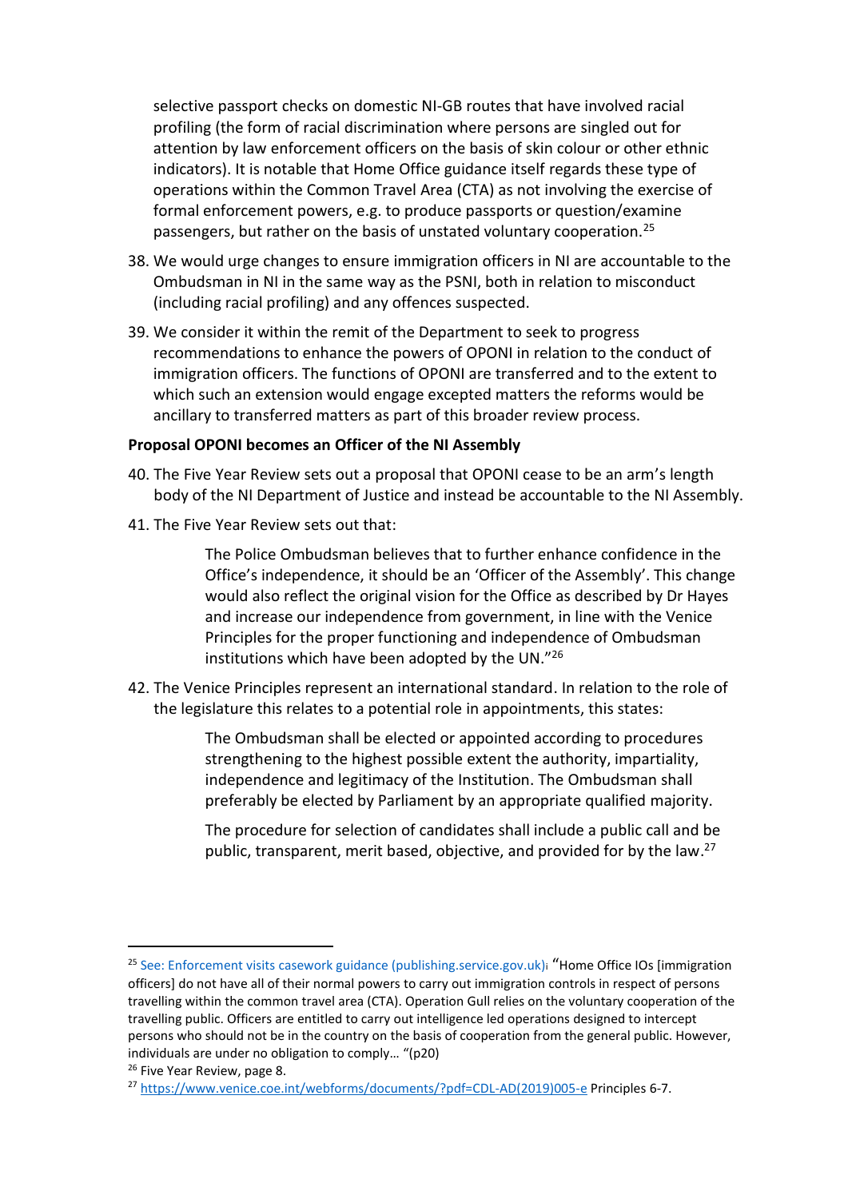selective passport checks on domestic NI-GB routes that have involved racial profiling (the form of racial discrimination where persons are singled out for attention by law enforcement officers on the basis of skin colour or other ethnic indicators). It is notable that Home Office guidance itself regards these type of operations within the Common Travel Area (CTA) as not involving the exercise of formal enforcement powers, e.g. to produce passports or question/examine passengers, but rather on the basis of unstated voluntary cooperation.[25]

38. We would urge changes to ensure immigration officers in NI are accountable to the Ombudsman in NI in the same way as the PSNI, both in relation to misconduct (including racial profiling) and any offences suspected.

39. We consider it within the remit of the Department to seek to progress recommendations to enhance the powers of OPONI in relation to the conduct of immigration officers. The functions of OPONI are transferred and to the extent to which such an extension would engage excepted matters the reforms would be ancillary to transferred matters as part of this broader review process.

**Proposal OPONI becomes an Officer of the NI Assembly**

40. The Five Year Review sets out a proposal that OPONI cease to be an arm's length body of the NI Department of Justice and instead be accountable to the NI Assembly.

41. The Five Year Review sets out that:

> The Police Ombudsman believes that to further enhance confidence in the Office's independence, it should be an 'Officer of the Assembly'. This change would also reflect the original vision for the Office as described by Dr Hayes and increase our independence from government, in line with the Venice Principles for the proper functioning and independence of Ombudsman institutions which have been adopted by the UN."[26]

42. The Venice Principles represent an international standard. In relation to the role of the legislature this relates to a potential role in appointments, this states:

> The Ombudsman shall be elected or appointed according to procedures strengthening to the highest possible extent the authority, impartiality, independence and legitimacy of the Institution. The Ombudsman shall preferably be elected by Parliament by an appropriate qualified majority.
>
> The procedure for selection of candidates shall include a public call and be public, transparent, merit based, objective, and provided for by the law.[27]

---

[25] See: Enforcement visits casework guidance (publishing.service.gov.uk); "Home Office IOs [immigration officers] do not have all of their normal powers to carry out immigration controls in respect of persons travelling within the common travel area (CTA). Operation Gull relies on the voluntary cooperation of the travelling public. Officers are entitled to carry out intelligence led operations designed to intercept persons who should not be in the country on the basis of cooperation from the general public. However, individuals are under no obligation to comply… "(p20)

[26] Five Year Review, page 8.

[27] https://www.venice.coe.int/webforms/documents/?pdf=CDL-AD(2019)005-e Principles 6-7.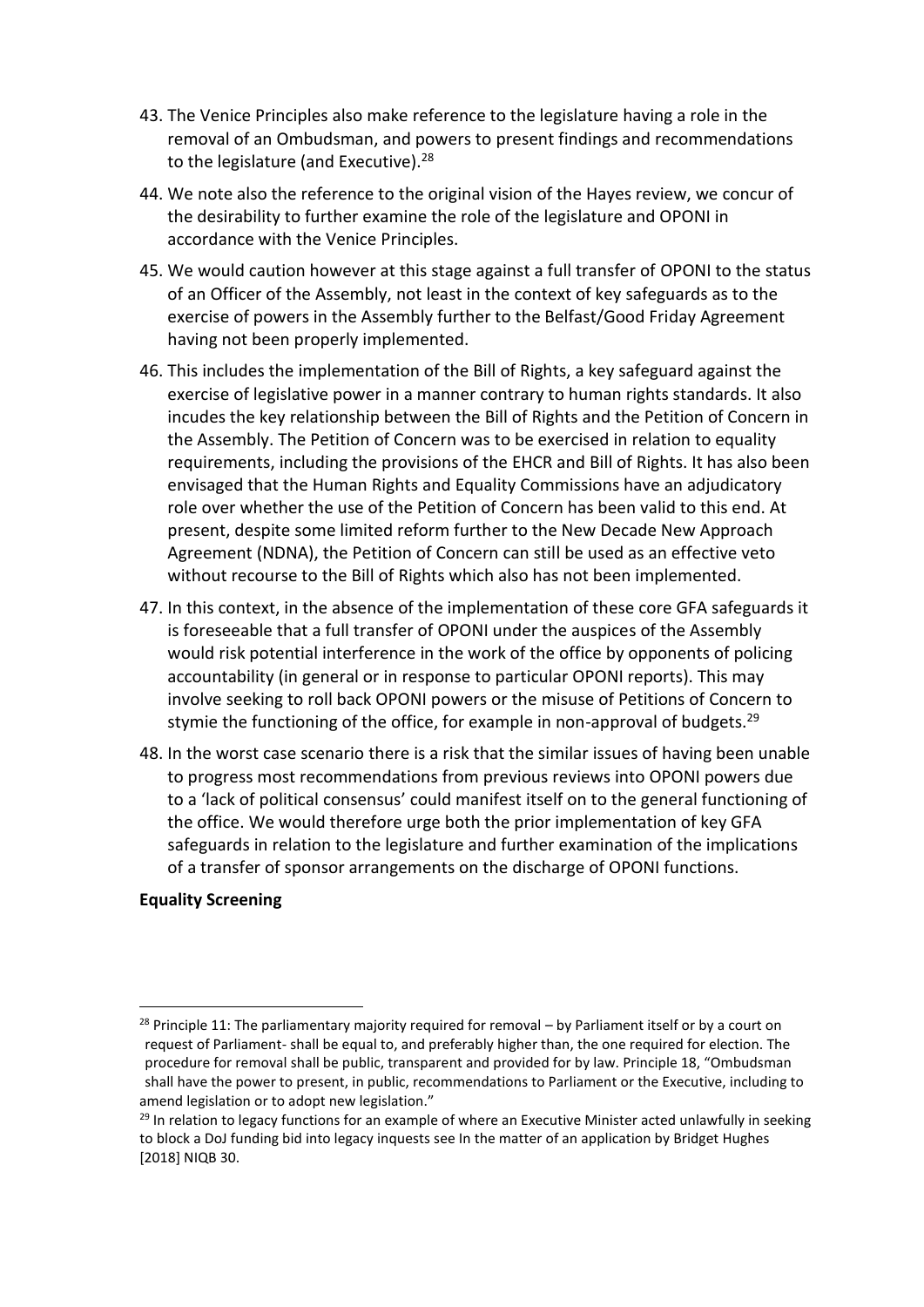43. The Venice Principles also make reference to the legislature having a role in the removal of an Ombudsman, and powers to present findings and recommendations to the legislature (and Executive).[28]

44. We note also the reference to the original vision of the Hayes review, we concur of the desirability to further examine the role of the legislature and OPONI in accordance with the Venice Principles.

45. We would caution however at this stage against a full transfer of OPONI to the status of an Officer of the Assembly, not least in the context of key safeguards as to the exercise of powers in the Assembly further to the Belfast/Good Friday Agreement having not been properly implemented.

46. This includes the implementation of the Bill of Rights, a key safeguard against the exercise of legislative power in a manner contrary to human rights standards. It also incudes the key relationship between the Bill of Rights and the Petition of Concern in the Assembly. The Petition of Concern was to be exercised in relation to equality requirements, including the provisions of the EHCR and Bill of Rights. It has also been envisaged that the Human Rights and Equality Commissions have an adjudicatory role over whether the use of the Petition of Concern has been valid to this end. At present, despite some limited reform further to the New Decade New Approach Agreement (NDNA), the Petition of Concern can still be used as an effective veto without recourse to the Bill of Rights which also has not been implemented.

47. In this context, in the absence of the implementation of these core GFA safeguards it is foreseeable that a full transfer of OPONI under the auspices of the Assembly would risk potential interference in the work of the office by opponents of policing accountability (in general or in response to particular OPONI reports). This may involve seeking to roll back OPONI powers or the misuse of Petitions of Concern to stymie the functioning of the office, for example in non-approval of budgets.[29]

48. In the worst case scenario there is a risk that the similar issues of having been unable to progress most recommendations from previous reviews into OPONI powers due to a 'lack of political consensus' could manifest itself on to the general functioning of the office. We would therefore urge both the prior implementation of key GFA safeguards in relation to the legislature and further examination of the implications of a transfer of sponsor arrangements on the discharge of OPONI functions.

**Equality Screening**

---

[28] Principle 11: The parliamentary majority required for removal – by Parliament itself or by a court on request of Parliament- shall be equal to, and preferably higher than, the one required for election. The procedure for removal shall be public, transparent and provided for by law. Principle 18, "Ombudsman shall have the power to present, in public, recommendations to Parliament or the Executive, including to amend legislation or to adopt new legislation."

[29] In relation to legacy functions for an example of where an Executive Minister acted unlawfully in seeking to block a DoJ funding bid into legacy inquests see In the matter of an application by Bridget Hughes [2018] NIQB 30.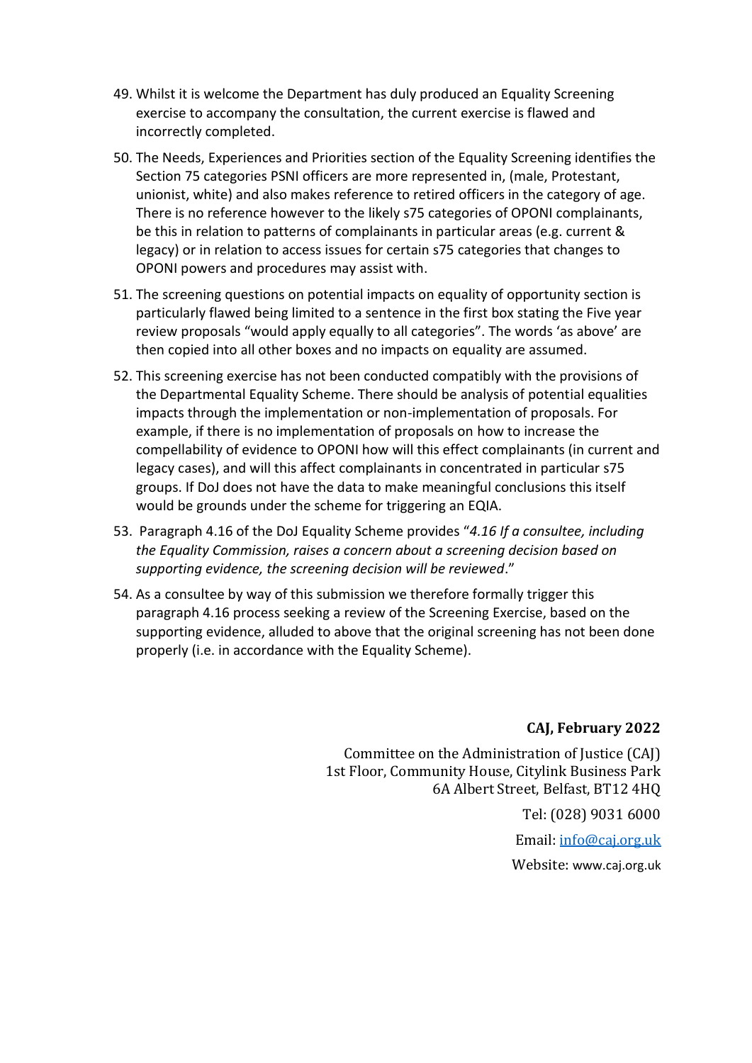49. Whilst it is welcome the Department has duly produced an Equality Screening exercise to accompany the consultation, the current exercise is flawed and incorrectly completed.

50. The Needs, Experiences and Priorities section of the Equality Screening identifies the Section 75 categories PSNI officers are more represented in, (male, Protestant, unionist, white) and also makes reference to retired officers in the category of age. There is no reference however to the likely s75 categories of OPONI complainants, be this in relation to patterns of complainants in particular areas (e.g. current & legacy) or in relation to access issues for certain s75 categories that changes to OPONI powers and procedures may assist with.

51. The screening questions on potential impacts on equality of opportunity section is particularly flawed being limited to a sentence in the first box stating the Five year review proposals "would apply equally to all categories". The words 'as above' are then copied into all other boxes and no impacts on equality are assumed.

52. This screening exercise has not been conducted compatibly with the provisions of the Departmental Equality Scheme. There should be analysis of potential equalities impacts through the implementation or non-implementation of proposals. For example, if there is no implementation of proposals on how to increase the compellability of evidence to OPONI how will this effect complainants (in current and legacy cases), and will this affect complainants in concentrated in particular s75 groups. If DoJ does not have the data to make meaningful conclusions this itself would be grounds under the scheme for triggering an EQIA.

53. Paragraph 4.16 of the DoJ Equality Scheme provides "*4.16 If a consultee, including the Equality Commission, raises a concern about a screening decision based on supporting evidence, the screening decision will be reviewed*."

54. As a consultee by way of this submission we therefore formally trigger this paragraph 4.16 process seeking a review of the Screening Exercise, based on the supporting evidence, alluded to above that the original screening has not been done properly (i.e. in accordance with the Equality Scheme).

**CAJ, February 2022**

Committee on the Administration of Justice (CAJ)
1st Floor, Community House, Citylink Business Park
6A Albert Street, Belfast, BT12 4HQ

Tel: (028) 9031 6000

Email: info@caj.org.uk

Website: www.caj.org.uk